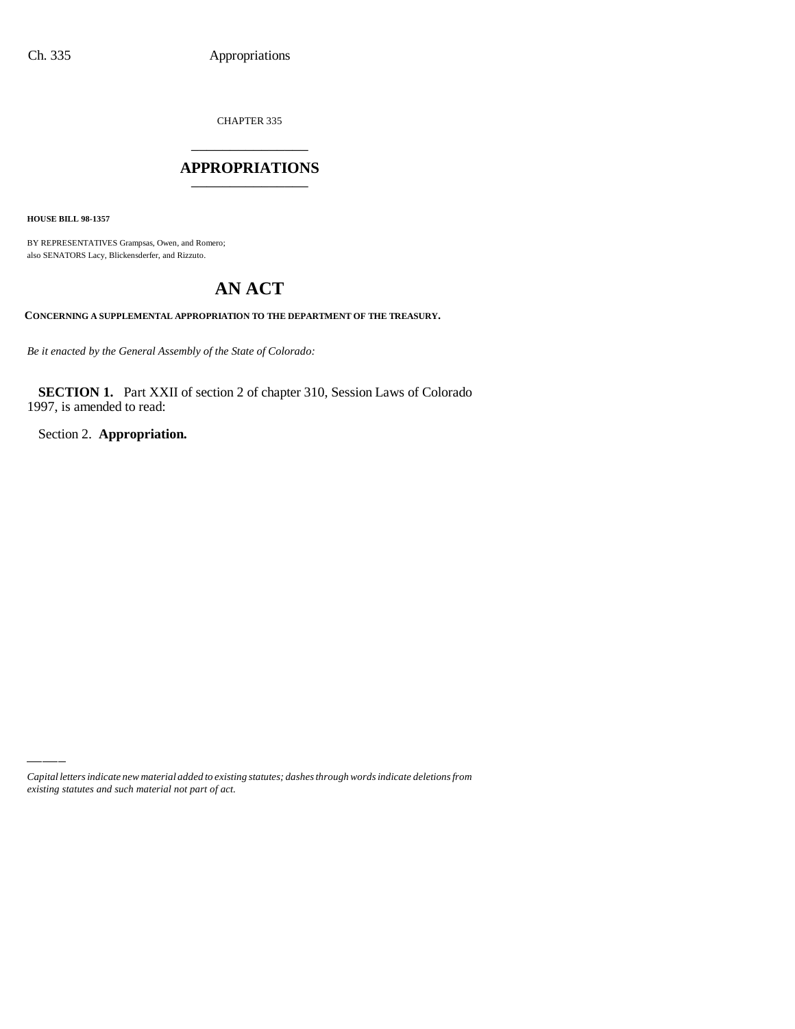CHAPTER 335

# APPROPRIATIONS

**HOUSE BILL 98-1357**

BY REPRESENTATIVES Grampsas, Owen, and Romero;
also SENATORS Lacy, Blickensderfer, and Rizzuto.

# AN ACT

**CONCERNING A SUPPLEMENTAL APPROPRIATION TO THE DEPARTMENT OF THE TREASURY.**

*Be it enacted by the General Assembly of the State of Colorado:*

**SECTION 1.** Part XXII of section 2 of chapter 310, Session Laws of Colorado 1997, is amended to read:

Section 2. **Appropriation.**

*Capital letters indicate new material added to existing statutes; dashes through words indicate deletions from existing statutes and such material not part of act.*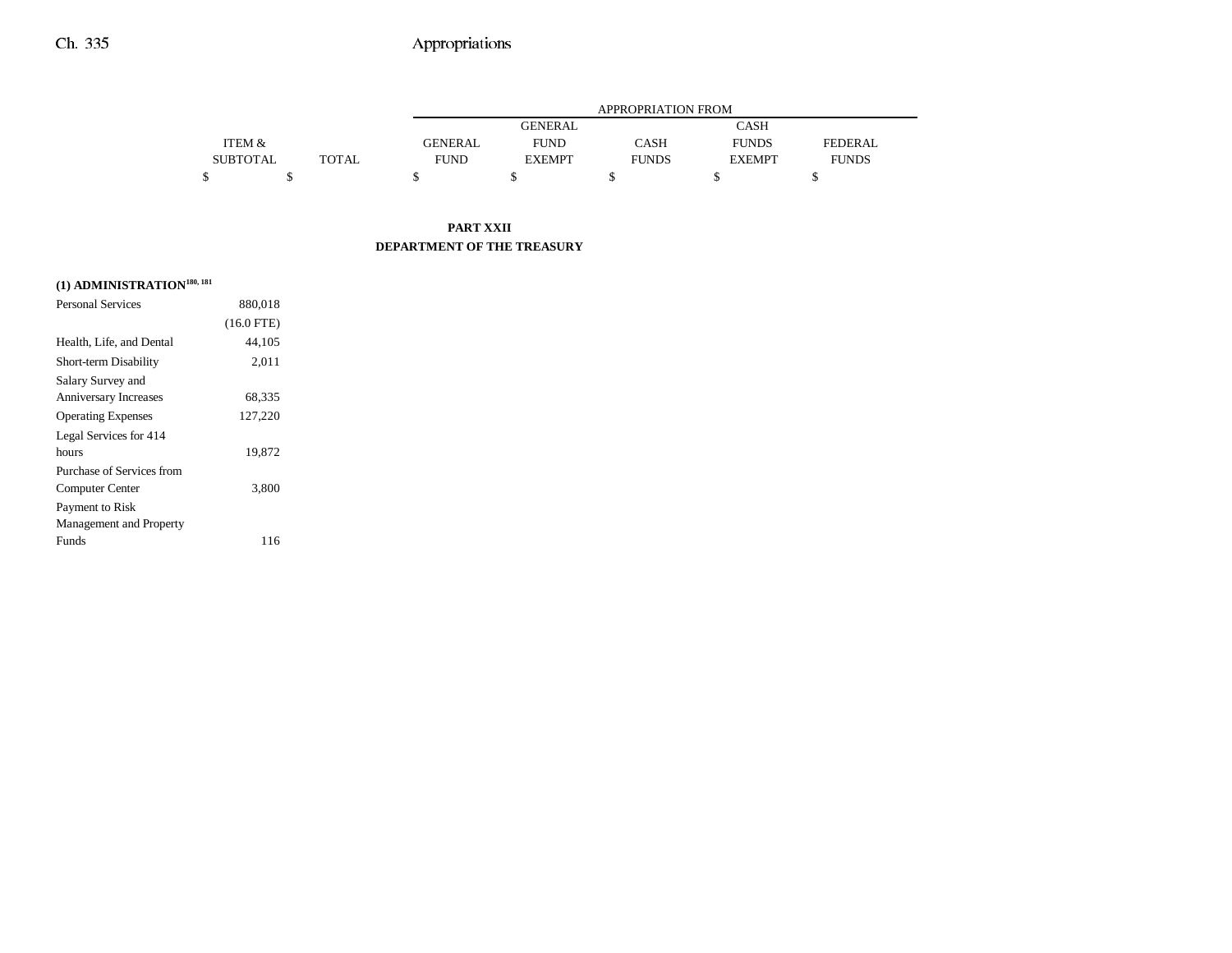| | ITEM & SUBTOTAL | TOTAL | APPROPRIATION FROM | | | | |
|---|---|---|---|---|---|---|---|
| | | | GENERAL FUND | GENERAL FUND EXEMPT | CASH FUNDS | CASH FUNDS EXEMPT | FEDERAL FUNDS |
| | $ | $ | $ | $ | $ | $ | $ |

**PART XXII**
**DEPARTMENT OF THE TREASURY**

**(1) ADMINISTRATION[180, 181]**

| | ITEM & SUBTOTAL | TOTAL | GENERAL FUND | GENERAL FUND EXEMPT | CASH FUNDS | CASH FUNDS EXEMPT | FEDERAL FUNDS |
|---|---|---|---|---|---|---|---|
| Personal Services | 880,018 | | | | | | |
| | (16.0 FTE) | | | | | | |
| Health, Life, and Dental | 44,105 | | | | | | |
| Short-term Disability | 2,011 | | | | | | |
| Salary Survey and Anniversary Increases | 68,335 | | | | | | |
| Operating Expenses | 127,220 | | | | | | |
| Legal Services for 414 hours | 19,872 | | | | | | |
| Purchase of Services from Computer Center | 3,800 | | | | | | |
| Payment to Risk Management and Property Funds | 116 | | | | | | |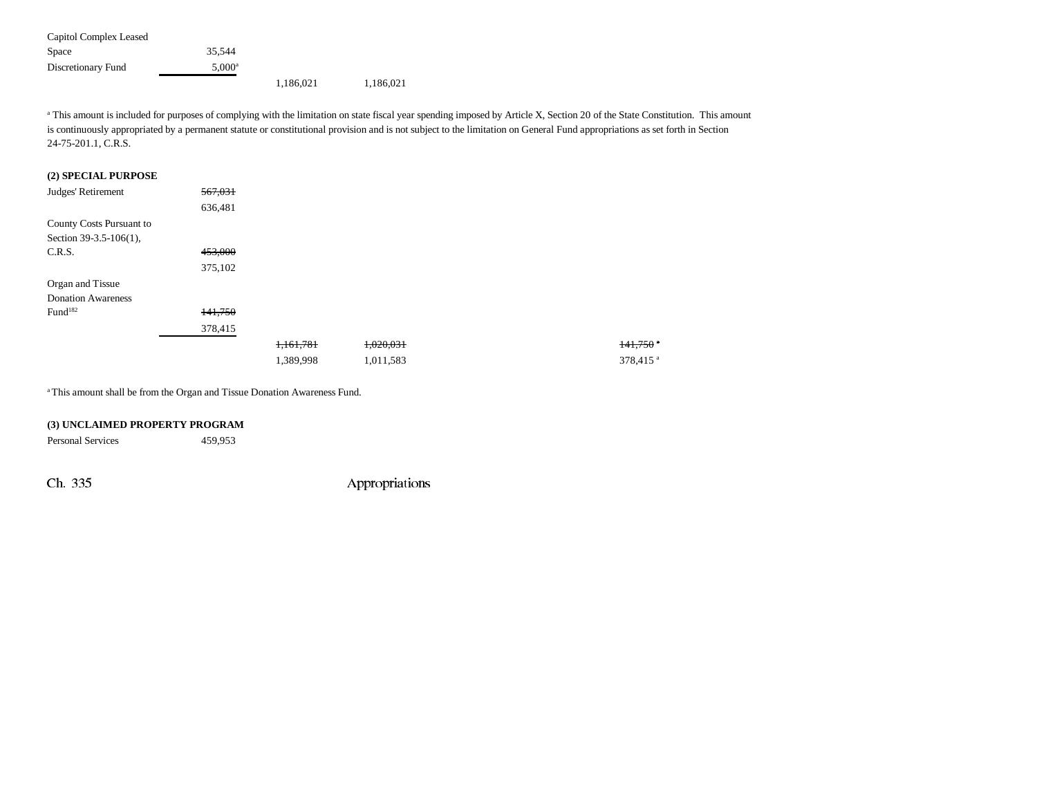| | | | | | | |
|---|---|---|---|---|---|---|
| Capitol Complex Leased Space | 35,544 | | | | | |
| Discretionary Fund | 5,000[a] | | | | | |
| | | 1,186,021 | 1,186,021 | | | |

[a] This amount is included for purposes of complying with the limitation on state fiscal year spending imposed by Article X, Section 20 of the State Constitution. This amount is continuously appropriated by a permanent statute or constitutional provision and is not subject to the limitation on General Fund appropriations as set forth in Section 24-75-201.1, C.R.S.

**(2) SPECIAL PURPOSE**

| | | | | | | |
|---|---|---|---|---|---|---|
| Judges' Retirement | ~~567,031~~ 636,481 | | | | | |
| County Costs Pursuant to Section 39-3.5-106(1), C.R.S. | ~~453,000~~ 375,102 | | | | | |
| Organ and Tissue Donation Awareness Fund[182] | ~~141,750~~ 378,415 | | | | | |
| | | ~~1,161,781~~ | ~~1,020,031~~ | | ~~141,750~~[a] | |
| | | 1,389,998 | 1,011,583 | | 378,415[a] | |

[a] This amount shall be from the Organ and Tissue Donation Awareness Fund.

**(3) UNCLAIMED PROPERTY PROGRAM**

| | | | | | | |
|---|---|---|---|---|---|---|
| Personal Services | 459,953 | | | | | |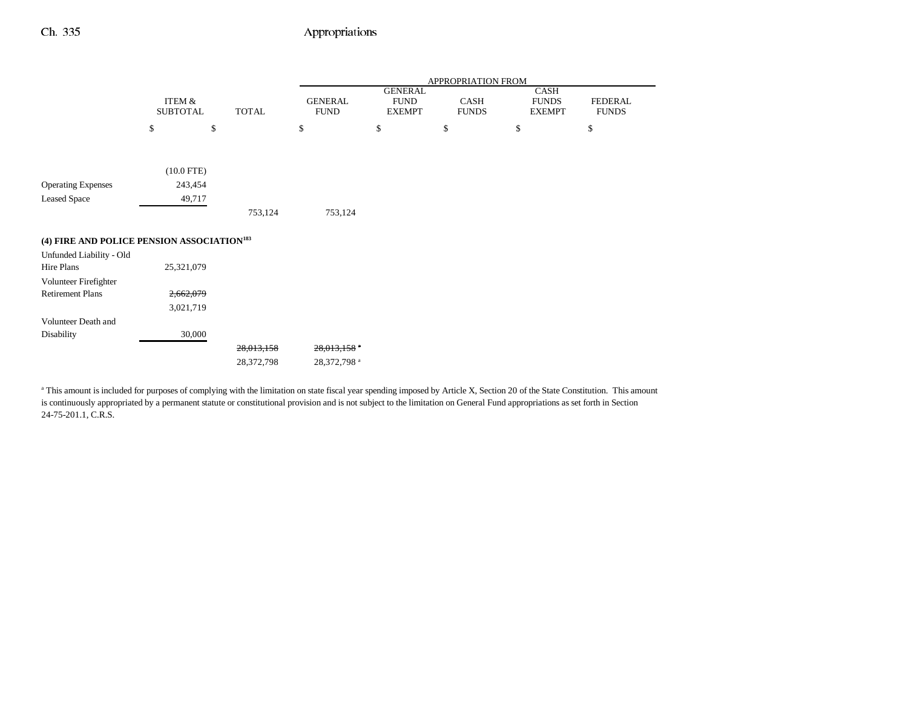| | ITEM & SUBTOTAL | TOTAL | APPROPRIATION FROM GENERAL FUND | GENERAL FUND EXEMPT | CASH FUNDS | CASH FUNDS EXEMPT | FEDERAL FUNDS |
|---|---|---|---|---|---|---|---|
| | $ | $ | $ | $ | $ | $ | $ |
| | (10.0 FTE) | | | | | | |
| Operating Expenses | 243,454 | | | | | | |
| Leased Space | 49,717 | | | | | | |
| | | 753,124 | 753,124 | | | | |
| **(4) FIRE AND POLICE PENSION ASSOCIATION[183]** | | | | | | | |
| Unfunded Liability - Old Hire Plans | 25,321,079 | | | | | | |
| Volunteer Firefighter Retirement Plans | ~~2,662,079~~ | | | | | | |
| | 3,021,719 | | | | | | |
| Volunteer Death and Disability | 30,000 | | | | | | |
| | | ~~28,013,158~~ | ~~28,013,158 [a]~~ | | | | |
| | | 28,372,798 | 28,372,798 [a] | | | | |

[a] This amount is included for purposes of complying with the limitation on state fiscal year spending imposed by Article X, Section 20 of the State Constitution. This amount is continuously appropriated by a permanent statute or constitutional provision and is not subject to the limitation on General Fund appropriations as set forth in Section 24-75-201.1, C.R.S.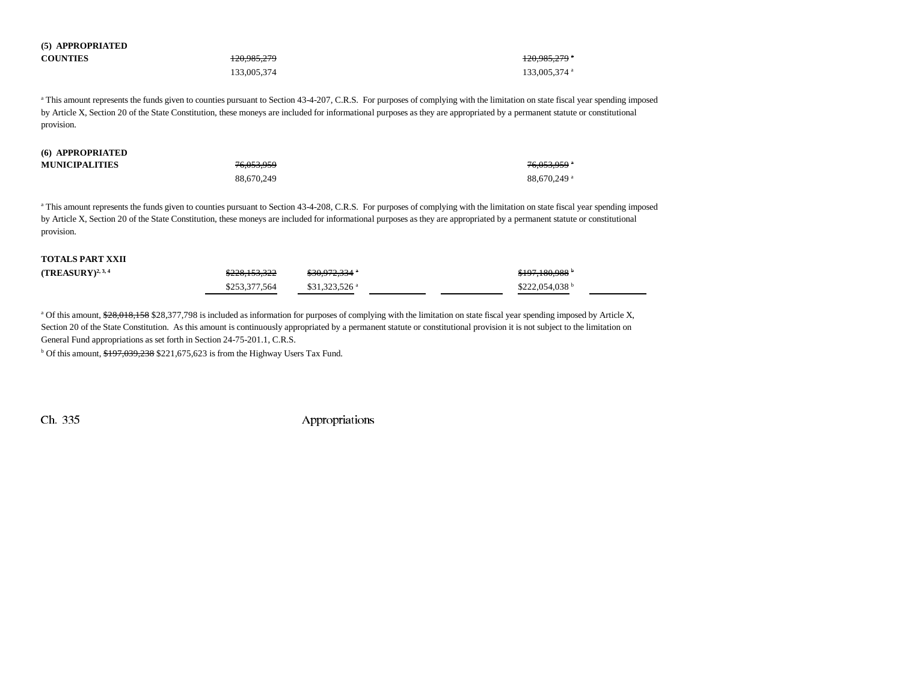| | | | | | | |
|---|---|---|---|---|---|---|
| **(5) APPROPRIATED COUNTIES** | ~~120,985,279~~ 133,005,374 | | | | ~~120,985,279~~[a] 133,005,374[a] | |

[a] This amount represents the funds given to counties pursuant to Section 43-4-207, C.R.S. For purposes of complying with the limitation on state fiscal year spending imposed by Article X, Section 20 of the State Constitution, these moneys are included for informational purposes as they are appropriated by a permanent statute or constitutional provision.

| | | | | | | |
|---|---|---|---|---|---|---|
| **(6) APPROPRIATED MUNICIPALITIES** | ~~76,053,959~~ 88,670,249 | | | | ~~76,053,959~~[a] 88,670,249[a] | |

[a] This amount represents the funds given to counties pursuant to Section 43-4-208, C.R.S. For purposes of complying with the limitation on state fiscal year spending imposed by Article X, Section 20 of the State Constitution, these moneys are included for informational purposes as they are appropriated by a permanent statute or constitutional provision.

| | | | | | | |
|---|---|---|---|---|---|---|
| **TOTALS PART XXII (TREASURY)**[2, 3, 4] | ~~$228,153,322~~ $253,377,564 | ~~$30,972,334~~[a] $31,323,526[a] | | | ~~$197,180,988~~[b] $222,054,038[b] | |

[a] Of this amount, ~~$28,018,158~~ $28,377,798 is included as information for purposes of complying with the limitation on state fiscal year spending imposed by Article X, Section 20 of the State Constitution. As this amount is continuously appropriated by a permanent statute or constitutional provision it is not subject to the limitation on General Fund appropriations as set forth in Section 24-75-201.1, C.R.S.

[b] Of this amount, ~~$197,039,238~~ $221,675,623 is from the Highway Users Tax Fund.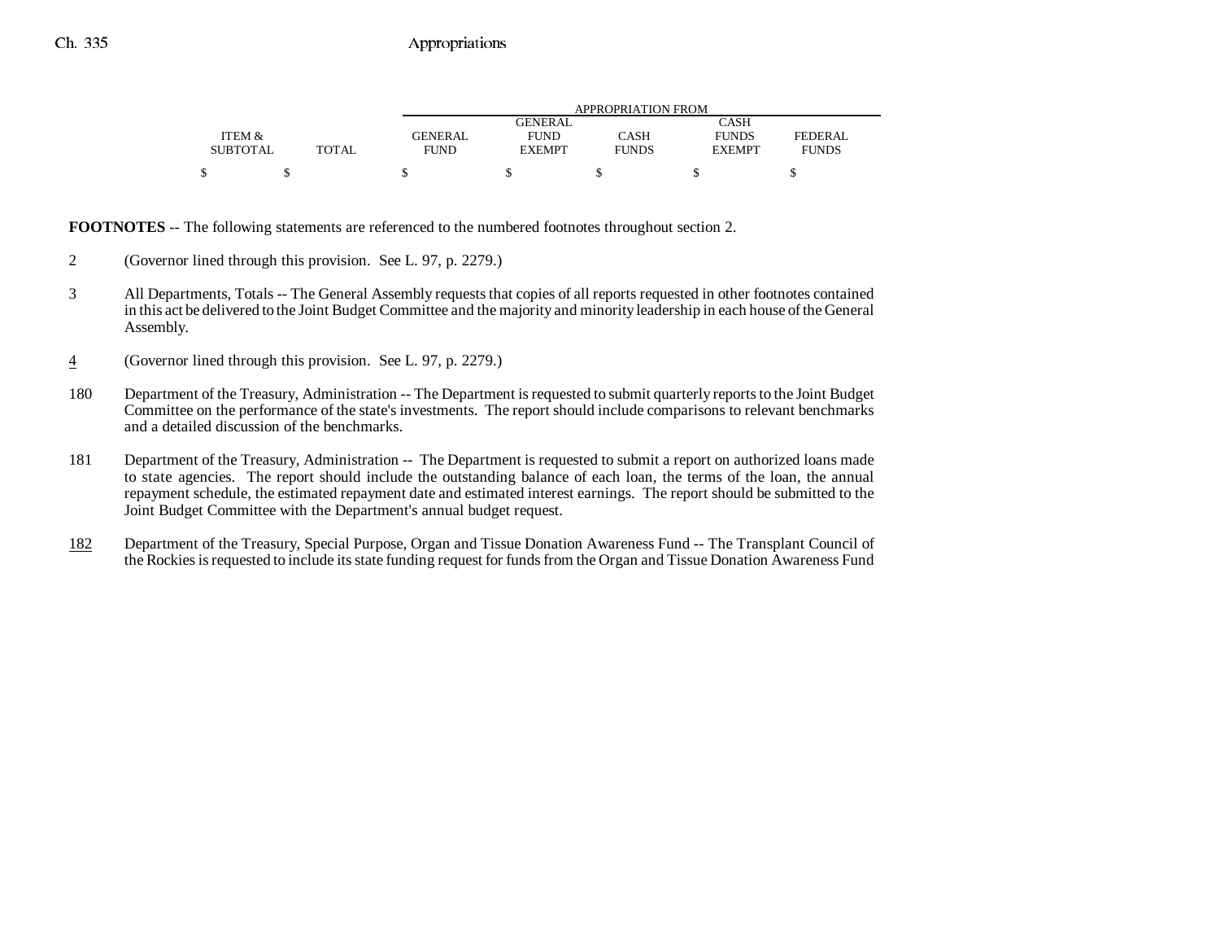| ITEM & SUBTOTAL | TOTAL | APPROPRIATION FROM GENERAL FUND | GENERAL FUND EXEMPT | CASH FUNDS | CASH FUNDS EXEMPT | FEDERAL FUNDS |
|---|---|---|---|---|---|---|
| $ | $ | $ | $ | $ | $ | $ |

**FOOTNOTES** -- The following statements are referenced to the numbered footnotes throughout section 2.

2 (Governor lined through this provision. See L. 97, p. 2279.)

3 All Departments, Totals -- The General Assembly requests that copies of all reports requested in other footnotes contained in this act be delivered to the Joint Budget Committee and the majority and minority leadership in each house of the General Assembly.

4 (Governor lined through this provision. See L. 97, p. 2279.)

180 Department of the Treasury, Administration -- The Department is requested to submit quarterly reports to the Joint Budget Committee on the performance of the state's investments. The report should include comparisons to relevant benchmarks and a detailed discussion of the benchmarks.

181 Department of the Treasury, Administration -- The Department is requested to submit a report on authorized loans made to state agencies. The report should include the outstanding balance of each loan, the terms of the loan, the annual repayment schedule, the estimated repayment date and estimated interest earnings. The report should be submitted to the Joint Budget Committee with the Department's annual budget request.

182 Department of the Treasury, Special Purpose, Organ and Tissue Donation Awareness Fund -- The Transplant Council of the Rockies is requested to include its state funding request for funds from the Organ and Tissue Donation Awareness Fund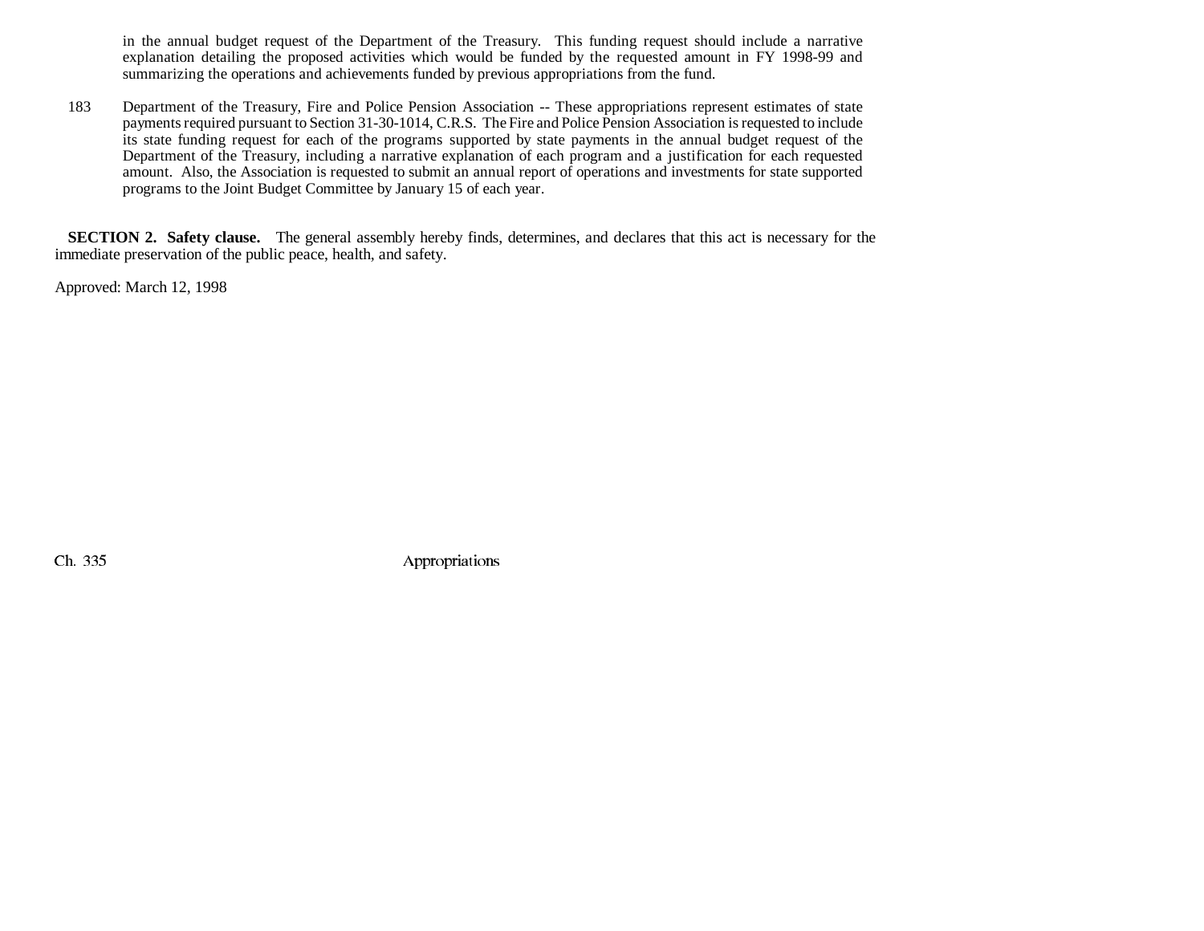in the annual budget request of the Department of the Treasury. This funding request should include a narrative explanation detailing the proposed activities which would be funded by the requested amount in FY 1998-99 and summarizing the operations and achievements funded by previous appropriations from the fund.

183 Department of the Treasury, Fire and Police Pension Association -- These appropriations represent estimates of state payments required pursuant to Section 31-30-1014, C.R.S. The Fire and Police Pension Association is requested to include its state funding request for each of the programs supported by state payments in the annual budget request of the Department of the Treasury, including a narrative explanation of each program and a justification for each requested amount. Also, the Association is requested to submit an annual report of operations and investments for state supported programs to the Joint Budget Committee by January 15 of each year.

**SECTION 2. Safety clause.** The general assembly hereby finds, determines, and declares that this act is necessary for the immediate preservation of the public peace, health, and safety.

Approved: March 12, 1998